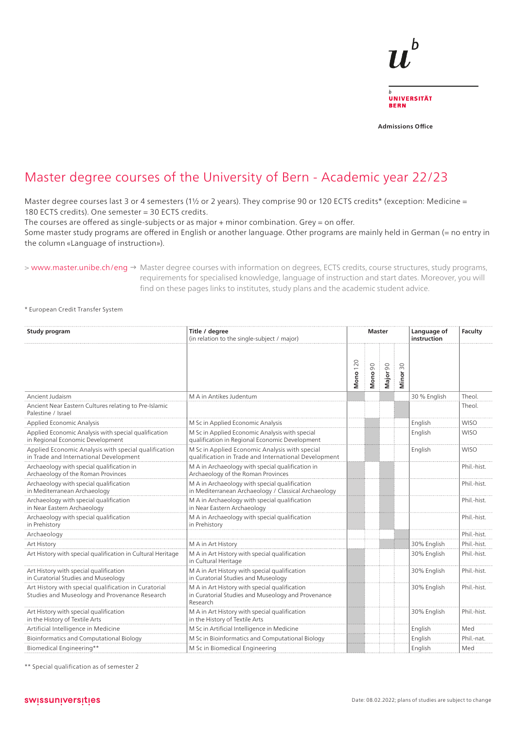**UNIVERSITÄT BERN**

**Admissions Office**

# Master degree courses of the University of Bern - Academic year 22/23

Master degree courses last 3 or 4 semesters (1½ or 2 years). They comprise 90 or 120 ECTS credits* (exception: Medicine = 180 ECTS credits). One semester = 30 ECTS credits.
The courses are offered as single-subjects or as major + minor combination. Grey = on offer.
Some master study programs are offered in English or another language. Other programs are mainly held in German (= no entry in the column «Language of instruction»).

> www.master.unibe.ch/eng → Master degree courses with information on degrees, ECTS credits, course structures, study programs, requirements for specialised knowledge, language of instruction and start dates. Moreover, you will find on these pages links to institutes, study plans and the academic student advice.

\* European Credit Transfer System

| Study program | Title / degree (in relation to the single-subject / major) | Master | | | | Language of instruction | Faculty |
|---|---|---|---|---|---|---|---|
| | | Mono 120 | Mono 90 | Major 90 | Minor 30 | | |
| Ancient Judaism | M A in Antikes Judentum | x | | x | | 30 % English | Theol. |
| Ancient Near Eastern Cultures relating to Pre-Islamic Palestine / Israel | | | | | x | | Theol. |
| Applied Economic Analysis | M Sc in Applied Economic Analysis | | x | | | English | WISO |
| Applied Economic Analysis with special qualification in Regional Economic Development | M Sc in Applied Economic Analysis with special qualification in Regional Economic Development | | x | | | English | WISO |
| Applied Economic Analysis with special qualification in Trade and International Development | M Sc in Applied Economic Analysis with special qualification in Trade and International Development | | x | | | English | WISO |
| Archaeology with special qualification in Archaeology of the Roman Provinces | M A in Archaeology with special qualification in Archaeology of the Roman Provinces | x | | x | | | Phil.-hist. |
| Archaeology with special qualification in Mediterranean Archaeology | M A in Archaeology with special qualification in Mediterranean Archaeology / Classical Archaeology | x | | x | | | Phil.-hist. |
| Archaeology with special qualification in Near Eastern Archaeology | M A in Archaeology with special qualification in Near Eastern Archaeology | x | | x | | | Phil.-hist. |
| Archaeology with special qualification in Prehistory | M A in Archaeology with special qualification in Prehistory | x | | x | | | Phil.-hist. |
| Archaeology | | | | | x | | Phil.-hist. |
| Art History | M A in Art History | | | x | x | 30% English | Phil.-hist. |
| Art History with special qualification in Cultural Heritage | M A in Art History with special qualification in Cultural Heritage | x | | | | 30% English | Phil.-hist. |
| Art History with special qualification in Curatorial Studies and Museology | M A in Art History with special qualification in Curatorial Studies and Museology | x | | | | 30% English | Phil.-hist. |
| Art History with special qualification in Curatorial Studies and Museology and Provenance Research | M A in Art History with special qualification in Curatorial Studies and Museology and Provenance Research | x | | | | 30% English | Phil.-hist. |
| Art History with special qualification in the History of Textile Arts | M A in Art History with special qualification in the History of Textile Arts | x | | | | 30% English | Phil.-hist. |
| Artificial Intelligence in Medicine | M Sc in Artificial Intelligence in Medicine | x | | | | English | Med |
| Bioinformatics and Computational Biology | M Sc in Bioinformatics and Computational Biology | x | | | | English | Phil.-nat. |
| Biomedical Engineering** | M Sc in Biomedical Engineering | x | | | | English | Med |

\*\* Special qualification as of semester 2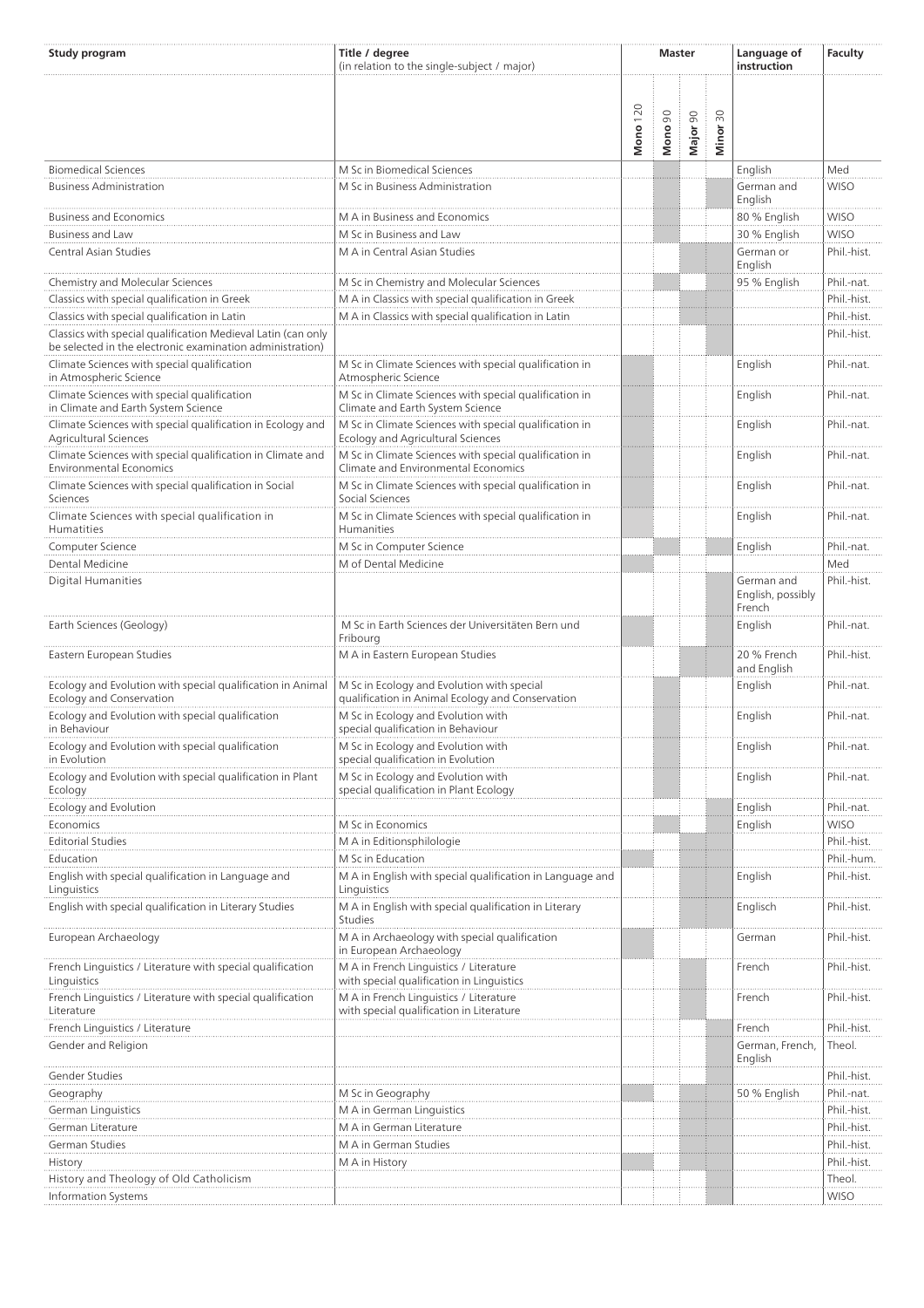| Study program | Title / degree (in relation to the single-subject / major) | Master | | | | Language of instruction | Faculty |
|---|---|---|---|---|---|---|---|
| | | Mono 120 | Mono 90 | Major 90 | Minor 30 | | |
| Biomedical Sciences | M Sc in Biomedical Sciences | | x | | | English | Med |
| Business Administration | M Sc in Business Administration | | x | | x | German and English | WISO |
| Business and Economics | M A in Business and Economics | | x | | | 80 % English | WISO |
| Business and Law | M Sc in Business and Law | | x | | | 30 % English | WISO |
| Central Asian Studies | M A in Central Asian Studies | | | x | x | German or English | Phil.-hist. |
| Chemistry and Molecular Sciences | M Sc in Chemistry and Molecular Sciences | | x | | x | 95 % English | Phil.-nat. |
| Classics with special qualification in Greek | M A in Classics with special qualification in Greek | | | x | x | | Phil.-hist. |
| Classics with special qualification in Latin | M A in Classics with special qualification in Latin | | | x | x | | Phil.-hist. |
| Classics with special qualification Medieval Latin (can only be selected in the electronic examination administration) | | | | | x | | Phil.-hist. |
| Climate Sciences with special qualification in Atmospheric Science | M Sc in Climate Sciences with special qualification in Atmospheric Science | x | | | | English | Phil.-nat. |
| Climate Sciences with special qualification in Climate and Earth System Science | M Sc in Climate Sciences with special qualification in Climate and Earth System Science | x | | | | English | Phil.-nat. |
| Climate Sciences with special qualification in Ecology and Agricultural Sciences | M Sc in Climate Sciences with special qualification in Ecology and Agricultural Sciences | x | | | | English | Phil.-nat. |
| Climate Sciences with special qualification in Climate and Environmental Economics | M Sc in Climate Sciences with special qualification in Climate and Environmental Economics | x | | | | English | Phil.-nat. |
| Climate Sciences with special qualification in Social Sciences | M Sc in Climate Sciences with special qualification in Social Sciences | x | | | | English | Phil.-nat. |
| Climate Sciences with special qualification in Humatities | M Sc in Climate Sciences with special qualification in Humanities | x | | | | English | Phil.-nat. |
| Computer Science | M Sc in Computer Science | | x | | x | English | Phil.-nat. |
| Dental Medicine | M of Dental Medicine | x | | | | | Med |
| Digital Humanities | | | | | x | German and English, possibly French | Phil.-hist. |
| Earth Sciences (Geology) | M Sc in Earth Sciences der Universitäten Bern und Fribourg | x | | | x | English | Phil.-nat. |
| Eastern European Studies | M A in Eastern European Studies | | | x | x | 20 % French and English | Phil.-hist. |
| Ecology and Evolution with special qualification in Animal Ecology and Conservation | M Sc in Ecology and Evolution with special qualification in Animal Ecology and Conservation | | x | | | English | Phil.-nat. |
| Ecology and Evolution with special qualification in Behaviour | M Sc in Ecology and Evolution with special qualification in Behaviour | | x | | | English | Phil.-nat. |
| Ecology and Evolution with special qualification in Evolution | M Sc in Ecology and Evolution with special qualification in Evolution | | x | | | English | Phil.-nat. |
| Ecology and Evolution with special qualification in Plant Ecology | M Sc in Ecology and Evolution with special qualification in Plant Ecology | | x | | | English | Phil.-nat. |
| Ecology and Evolution | | | | | x | English | Phil.-nat. |
| Economics | M Sc in Economics | | x | | x | English | WISO |
| Editorial Studies | M A in Editionsphilologie | | | x | x | | Phil.-hist. |
| Education | M Sc in Education | x | | x | x | | Phil.-hum. |
| English with special qualification in Language and Linguistics | M A in English with special qualification in Language and Linguistics | | | x | x | English | Phil.-hist. |
| English with special qualification in Literary Studies | M A in English with special qualification in Literary Studies | | | x | x | Englisch | Phil.-hist. |
| European Archaeology | M A in Archaeology with special qualification in European Archaeology | x | | | | German | Phil.-hist. |
| French Linguistics / Literature with special qualification Linguistics | M A in French Linguistics / Literature with special qualification in Linguistics | | | x | | French | Phil.-hist. |
| French Linguistics / Literature with special qualification Literature | M A in French Linguistics / Literature with special qualification in Literature | | | x | | French | Phil.-hist. |
| French Linguistics / Literature | | | | | x | French | Phil.-hist. |
| Gender and Religion | | | | | x | German, French, English | Theol. |
| Gender Studies | | | | | x | | Phil.-hist. |
| Geography | M Sc in Geography | x | | x | x | 50 % English | Phil.-nat. |
| German Linguistics | M A in German Linguistics | | | x | x | | Phil.-hist. |
| German Literature | M A in German Literature | | | x | x | | Phil.-hist. |
| German Studies | M A in German Studies | | | x | x | | Phil.-hist. |
| History | M A in History | x | | x | x | | Phil.-hist. |
| History and Theology of Old Catholicism | | | | | x | | Theol. |
| Information Systems | | | | | x | | WISO |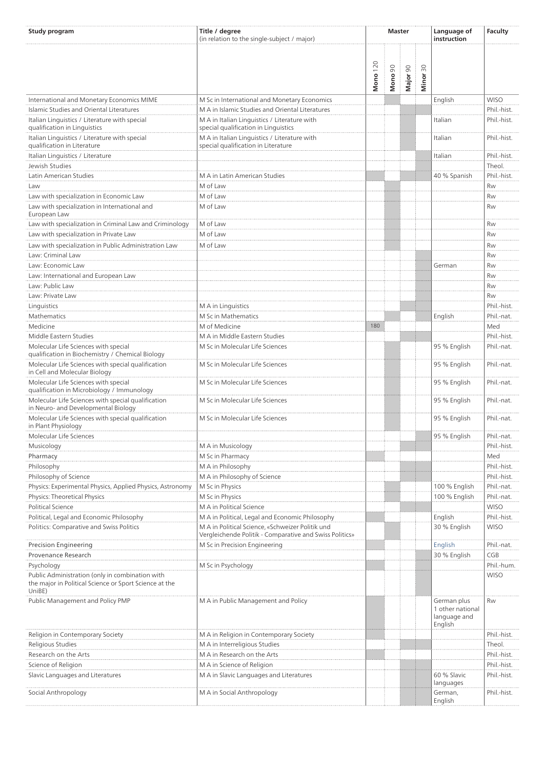| Study program | Title / degree (in relation to the single-subject / major) | Master | | | | Language of instruction | Faculty |
|---|---|---|---|---|---|---|---|
| | | Mono 120 | Mono 90 | Major 90 | Minor 30 | | |
| International and Monetary Economics MIME | M Sc in International and Monetary Economics | | x | | | English | WISO |
| Islamic Studies and Oriental Literatures | M A in Islamic Studies and Oriental Literatures | | | x | x | | Phil.-hist. |
| Italian Linguistics / Literature with special qualification in Linguistics | M A in Italian Linguistics / Literature with special qualification in Linguistics | | | x | | Italian | Phil.-hist. |
| Italian Linguistics / Literature with special qualification in Literature | M A in Italian Linguistics / Literature with special qualification in Literature | | | x | | Italian | Phil.-hist. |
| Italian Linguistics / Literature | | | | | x | Italian | Phil.-hist. |
| Jewish Studies | | | | | x | | Theol. |
| Latin American Studies | M A in Latin American Studies | x | | | x | 40 % Spanish | Phil.-hist. |
| Law | M of Law | | x | | | | Rw |
| Law with specialization in Economic Law | M of Law | | x | | | | Rw |
| Law with specialization in International and European Law | M of Law | | x | | | | Rw |
| Law with specialization in Criminal Law and Criminology | M of Law | | x | | | | Rw |
| Law with specialization in Private Law | M of Law | | x | | | | Rw |
| Law with specialization in Public Administration Law | M of Law | | x | | | | Rw |
| Law: Criminal Law | | | | | x | | Rw |
| Law: Economic Law | | | | | x | German | Rw |
| Law: International and European Law | | | | | x | | Rw |
| Law: Public Law | | | | | x | | Rw |
| Law: Private Law | | | | | x | | Rw |
| Linguistics | M A in Linguistics | | | x | x | | Phil.-hist. |
| Mathematics | M Sc in Mathematics | | x | | x | English | Phil.-nat. |
| Medicine | M of Medicine | 180 | | | | | Med |
| Middle Eastern Studies | M A in Middle Eastern Studies | | | x | x | | Phil.-hist. |
| Molecular Life Sciences with special qualification in Biochemistry / Chemical Biology | M Sc in Molecular Life Sciences | | x | | | 95 % English | Phil.-nat. |
| Molecular Life Sciences with special qualification in Cell and Molecular Biology | M Sc in Molecular Life Sciences | | x | | | 95 % English | Phil.-nat. |
| Molecular Life Sciences with special qualification in Microbiology / Immunology | M Sc in Molecular Life Sciences | | x | | | 95 % English | Phil.-nat. |
| Molecular Life Sciences with special qualification in Neuro- and Developmental Biology | M Sc in Molecular Life Sciences | | x | | | 95 % English | Phil.-nat. |
| Molecular Life Sciences with special qualification in Plant Physiology | M Sc in Molecular Life Sciences | | x | | | 95 % English | Phil.-nat. |
| Molecular Life Sciences | | | | | x | 95 % English | Phil.-nat. |
| Musicology | M A in Musicology | | | x | x | | Phil.-hist. |
| Pharmacy | M Sc in Pharmacy | x | | | | | Med |
| Philosophy | M A in Philosophy | | | x | x | | Phil.-hist. |
| Philosophy of Science | M A in Philosophy of Science | | | x | x | | Phil.-hist. |
| Physics: Experimental Physics, Applied Physics, Astronomy | M Sc in Physics | | x | | x | 100 % English | Phil.-nat. |
| Physics: Theoretical Physics | M Sc in Physics | | x | | x | 100 % English | Phil.-nat. |
| Political Science | M A in Political Science | | | x | x | | WISO |
| Political, Legal and Economic Philosophy | M A in Political, Legal and Economic Philosophy | x | | | | English | Phil.-hist. |
| Politics: Comparative and Swiss Politics | M A in Political Science, «Schweizer Politik und Vergleichende Politik - Comparative and Swiss Politics» | | x | | | 30 % English | WISO |
| Precision Engineering | M Sc in Precision Engineering | x | | | | English | Phil.-nat. |
| Provenance Research | | | | | x | 30 % English | CGB |
| Psychology | M Sc in Psychology | x | | | x | | Phil.-hum. |
| Public Administration (only in combination with the major in Political Science or Sport Science at the UniBE) | | | | | x | | WISO |
| Public Management and Policy PMP | M A in Public Management and Policy | | x | | | German plus 1 other national language and English | Rw |
| Religion in Contemporary Society | M A in Religion in Contemporary Society | x | | | | | Phil.-hist. |
| Religious Studies | M A in Interreligious Studies | | | x | x | | Theol. |
| Research on the Arts | M A in Research on the Arts | x | | | | | Phil.-hist. |
| Science of Religion | M A in Science of Religion | | | x | x | | Phil.-hist. |
| Slavic Languages and Literatures | M A in Slavic Languages and Literatures | | | x | x | 60 % Slavic languages | Phil.-hist. |
| Social Anthropology | M A in Social Anthropology | | | x | x | German, English | Phil.-hist. |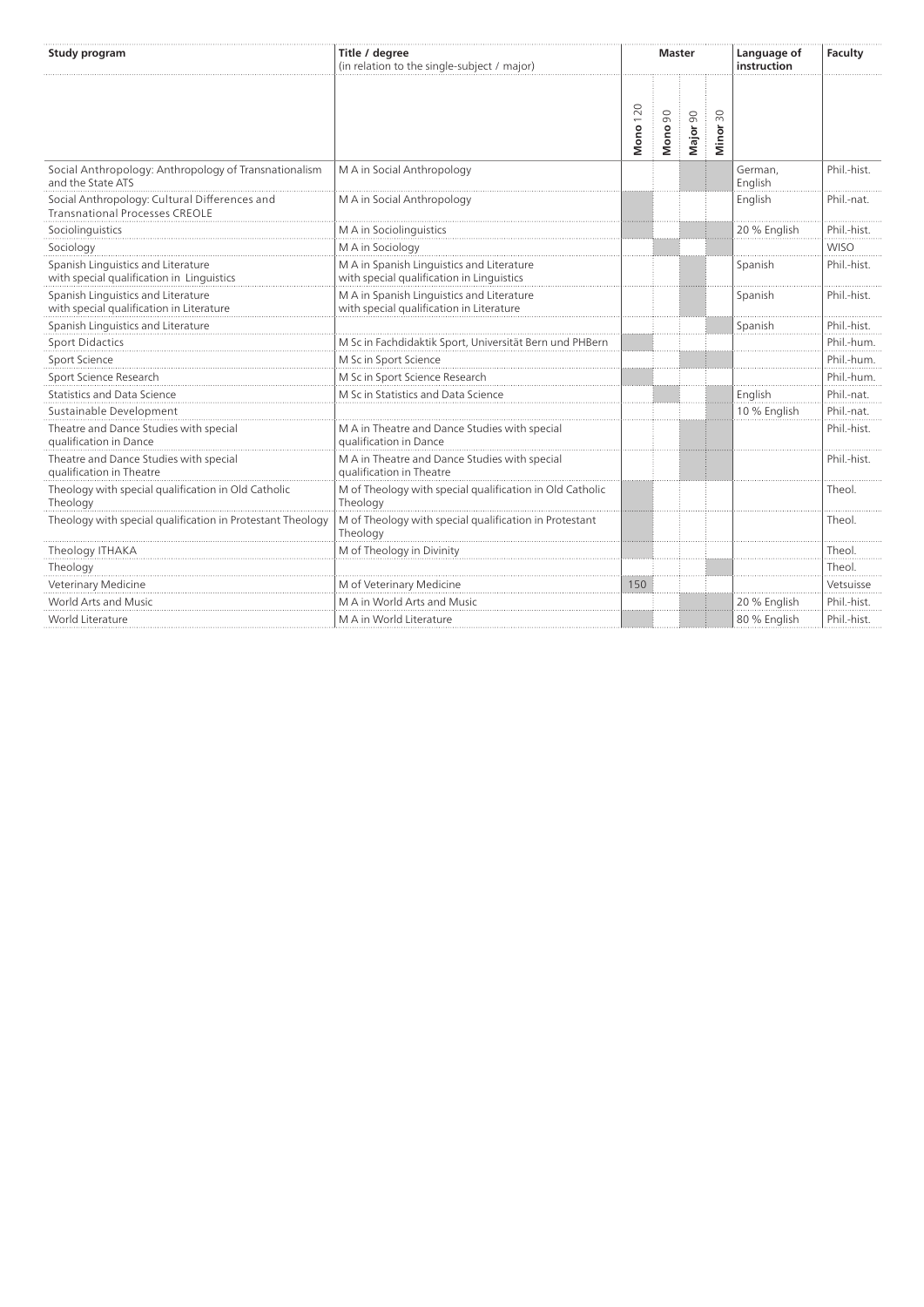| Study program | Title / degree (in relation to the single-subject / major) | Master | | | | Language of instruction | Faculty |
|---|---|---|---|---|---|---|---|
| | | Mono 120 | Mono 90 | Major 90 | Minor 30 | | |
| Social Anthropology: Anthropology of Transnationalism and the State ATS | M A in Social Anthropology | | | x | x | German, English | Phil.-hist. |
| Social Anthropology: Cultural Differences and Transnational Processes CREOLE | M A in Social Anthropology | x | | | | English | Phil.-nat. |
| Sociolinguistics | M A in Sociolinguistics | x | | x | x | 20 % English | Phil.-hist. |
| Sociology | M A in Sociology | | x | | x | | WISO |
| Spanish Linguistics and Literature with special qualification in Linguistics | M A in Spanish Linguistics and Literature with special qualification in Linguistics | | | x | | Spanish | Phil.-hist. |
| Spanish Linguistics and Literature with special qualification in Literature | M A in Spanish Linguistics and Literature with special qualification in Literature | | | x | | Spanish | Phil.-hist. |
| Spanish Linguistics and Literature | | | | | x | Spanish | Phil.-hist. |
| Sport Didactics | M Sc in Fachdidaktik Sport, Universität Bern und PHBern | x | | | | | Phil.-hum. |
| Sport Science | M Sc in Sport Science | | | x | x | | Phil.-hum. |
| Sport Science Research | M Sc in Sport Science Research | x | | | | | Phil.-hum. |
| Statistics and Data Science | M Sc in Statistics and Data Science | | x | | x | English | Phil.-nat. |
| Sustainable Development | | | | | x | 10 % English | Phil.-nat. |
| Theatre and Dance Studies with special qualification in Dance | M A in Theatre and Dance Studies with special qualification in Dance | | | x | x | | Phil.-hist. |
| Theatre and Dance Studies with special qualification in Theatre | M A in Theatre and Dance Studies with special qualification in Theatre | | | x | x | | Phil.-hist. |
| Theology with special qualification in Old Catholic Theology | M of Theology with special qualification in Old Catholic Theology | x | | | | | Theol. |
| Theology with special qualification in Protestant Theology | M of Theology with special qualification in Protestant Theology | x | | | | | Theol. |
| Theology ITHAKA | M of Theology in Divinity | x | | | | | Theol. |
| Theology | | | | | x | | Theol. |
| Veterinary Medicine | M of Veterinary Medicine | 150 | | | | | Vetsuisse |
| World Arts and Music | M A in World Arts and Music | | | x | x | 20 % English | Phil.-hist. |
| World Literature | M A in World Literature | x | | x | x | 80 % English | Phil.-hist. |